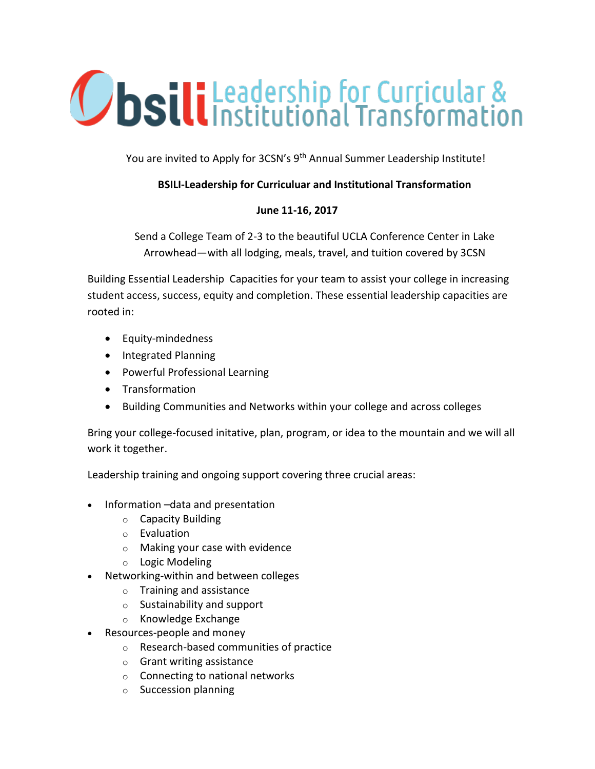# bsili Leadership for Curricular & Institutional Transformation

You are invited to Apply for 3CSN's 9th Annual Summer Leadership Institute!

**BSILI-Leadership for Curriculuar and Institutional Transformation**

**June 11-16, 2017**

Send a College Team of 2-3 to the beautiful UCLA Conference Center in Lake Arrowhead—with all lodging, meals, travel, and tuition covered by 3CSN

Building Essential Leadership Capacities for your team to assist your college in increasing student access, success, equity and completion. These essential leadership capacities are rooted in:

- Equity-mindedness
- Integrated Planning
- Powerful Professional Learning
- Transformation
- Building Communities and Networks within your college and across colleges

Bring your college-focused initative, plan, program, or idea to the mountain and we will all work it together.

Leadership training and ongoing support covering three crucial areas:

- Information –data and presentation
  - Capacity Building
  - Evaluation
  - Making your case with evidence
  - Logic Modeling
- Networking-within and between colleges
  - Training and assistance
  - Sustainability and support
  - Knowledge Exchange
- Resources-people and money
  - Research-based communities of practice
  - Grant writing assistance
  - Connecting to national networks
  - Succession planning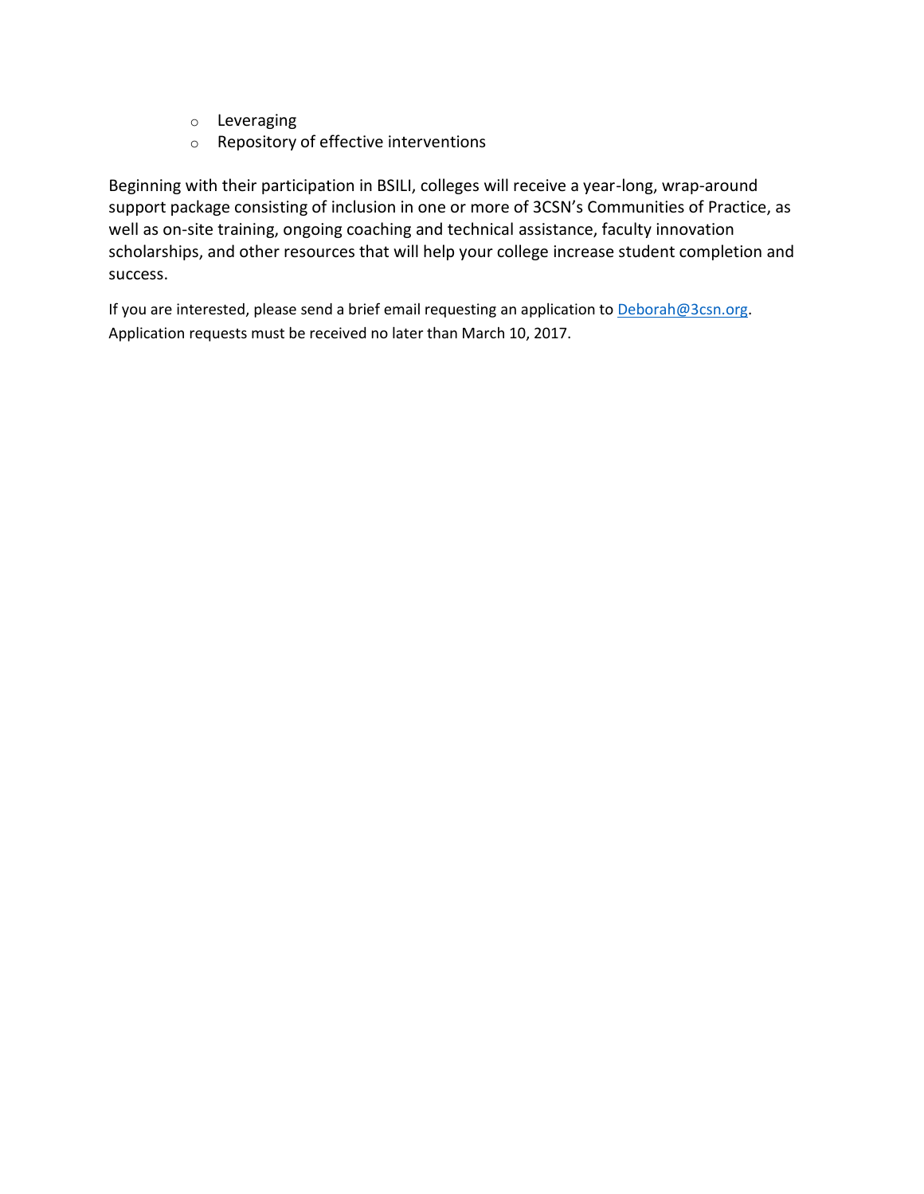- Leveraging
  - Repository of effective interventions

Beginning with their participation in BSILI, colleges will receive a year-long, wrap-around support package consisting of inclusion in one or more of 3CSN's Communities of Practice, as well as on-site training, ongoing coaching and technical assistance, faculty innovation scholarships, and other resources that will help your college increase student completion and success.

If you are interested, please send a brief email requesting an application to [Deborah@3csn.org](mailto:Deborah@3csn.org). Application requests must be received no later than March 10, 2017.